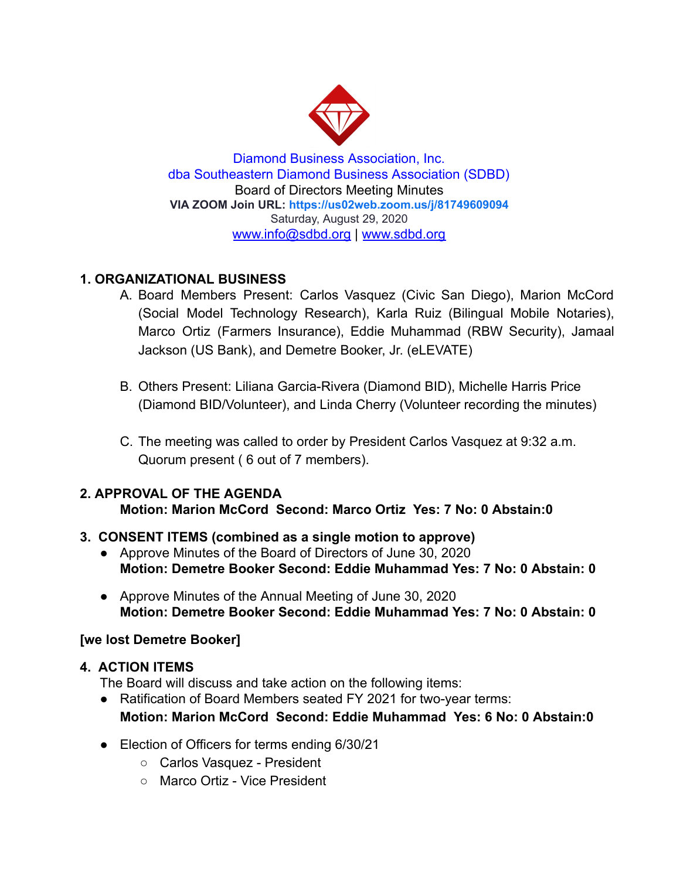Diamond Business Association, Inc.
dba Southeastern Diamond Business Association (SDBD)
Board of Directors Meeting Minutes
**VIA ZOOM Join URL: https://us02web.zoom.us/j/81749609094**
Saturday, August 29, 2020
www.info@sdbd.org | www.sdbd.org

## 1. ORGANIZATIONAL BUSINESS

A. Board Members Present: Carlos Vasquez (Civic San Diego), Marion McCord (Social Model Technology Research), Karla Ruiz (Bilingual Mobile Notaries), Marco Ortiz (Farmers Insurance), Eddie Muhammad (RBW Security), Jamaal Jackson (US Bank), and Demetre Booker, Jr. (eLEVATE)

B. Others Present: Liliana Garcia-Rivera (Diamond BID), Michelle Harris Price (Diamond BID/Volunteer), and Linda Cherry (Volunteer recording the minutes)

C. The meeting was called to order by President Carlos Vasquez at 9:32 a.m. Quorum present ( 6 out of 7 members).

## 2. APPROVAL OF THE AGENDA

**Motion: Marion McCord Second: Marco Ortiz Yes: 7 No: 0 Abstain:0**

## 3. CONSENT ITEMS (combined as a single motion to approve)

- Approve Minutes of the Board of Directors of June 30, 2020
  **Motion: Demetre Booker Second: Eddie Muhammad Yes: 7 No: 0 Abstain: 0**
- Approve Minutes of the Annual Meeting of June 30, 2020
  **Motion: Demetre Booker Second: Eddie Muhammad Yes: 7 No: 0 Abstain: 0**

**[we lost Demetre Booker]**

## 4. ACTION ITEMS

The Board will discuss and take action on the following items:

- Ratification of Board Members seated FY 2021 for two-year terms:
  **Motion: Marion McCord Second: Eddie Muhammad Yes: 6 No: 0 Abstain:0**
- Election of Officers for terms ending 6/30/21
  - Carlos Vasquez - President
  - Marco Ortiz - Vice President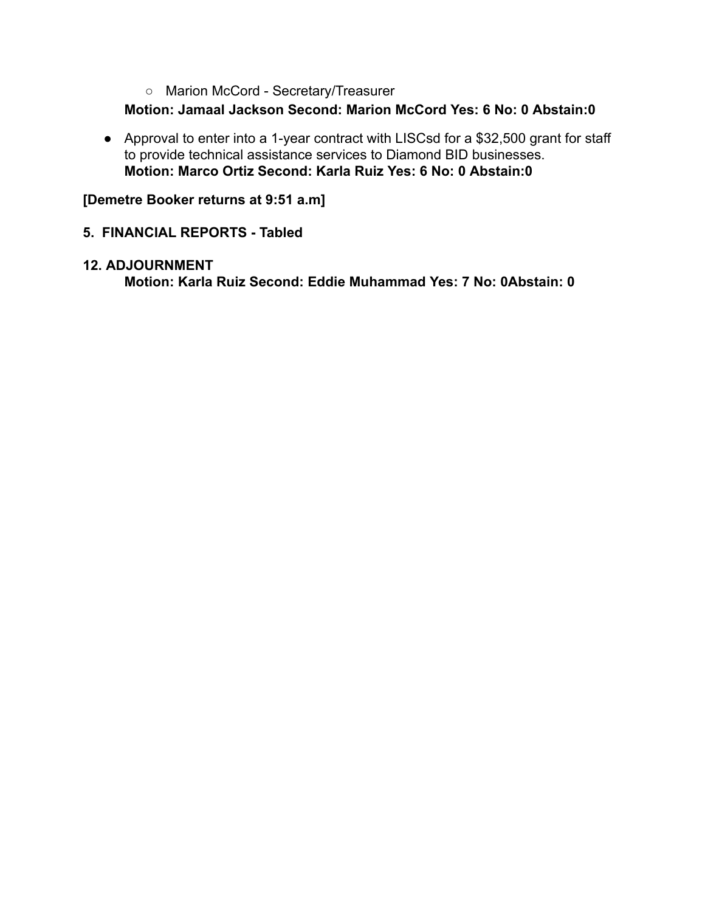- Marion McCord - Secretary/Treasurer

  **Motion: Jamaal Jackson Second: Marion McCord Yes: 6 No: 0 Abstain:0**

- Approval to enter into a 1-year contract with LISCsd for a $32,500 grant for staff to provide technical assistance services to Diamond BID businesses.
  **Motion: Marco Ortiz Second: Karla Ruiz Yes: 6 No: 0 Abstain:0**

**[Demetre Booker returns at 9:51 a.m]**

**5. FINANCIAL REPORTS - Tabled**

**12. ADJOURNMENT**

**Motion: Karla Ruiz Second: Eddie Muhammad Yes: 7 No: 0Abstain: 0**